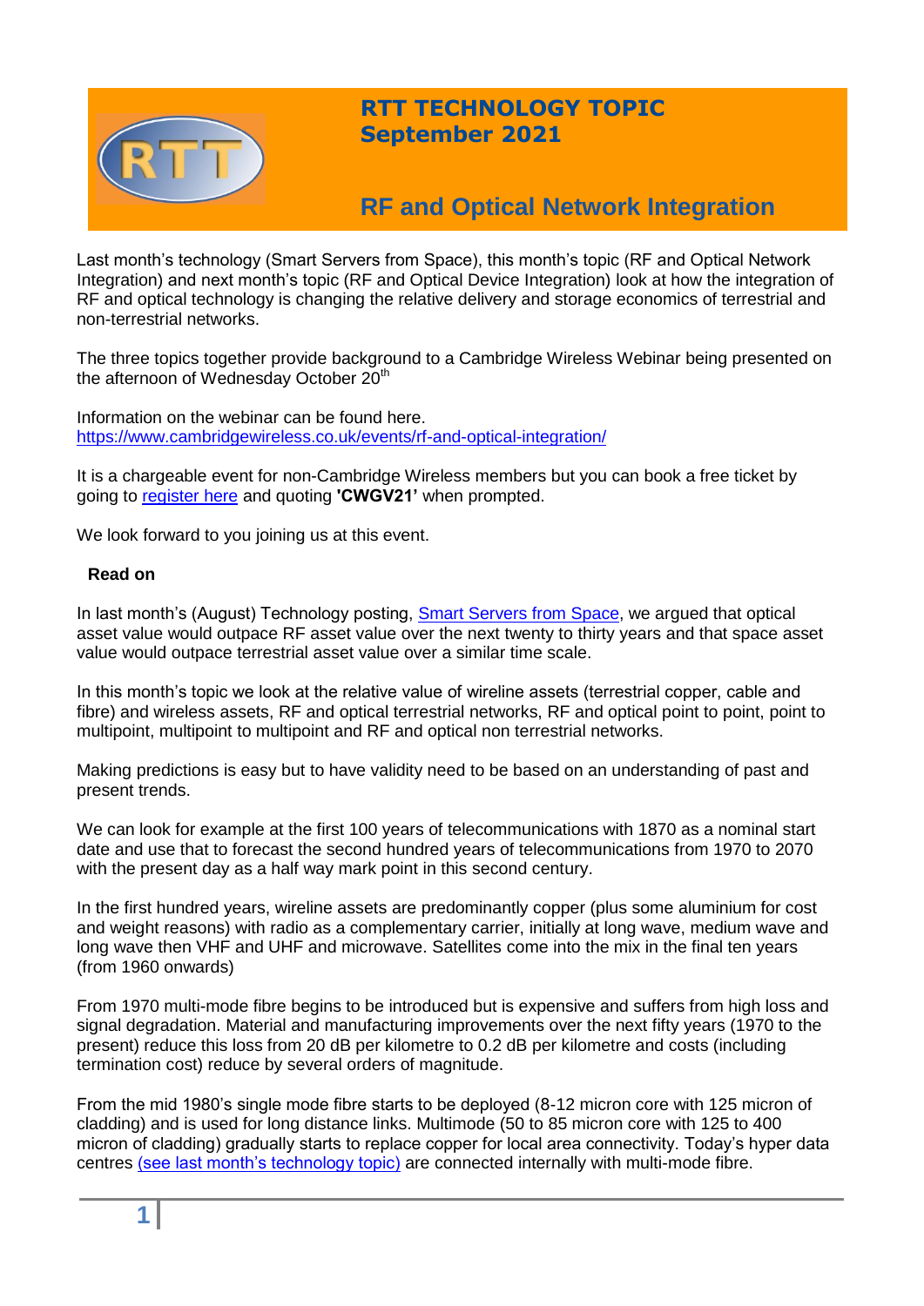# RTT TECHNOLOGY TOPIC
# September 2021

## RF and Optical Network Integration

Last month's technology (Smart Servers from Space), this month's topic (RF and Optical Network Integration) and next month's topic (RF and Optical Device Integration) look at how the integration of RF and optical technology is changing the relative delivery and storage economics of terrestrial and non-terrestrial networks.

The three topics together provide background to a Cambridge Wireless Webinar being presented on the afternoon of Wednesday October 20th

Information on the webinar can be found here.
https://www.cambridgewireless.co.uk/events/rf-and-optical-integration/

It is a chargeable event for non-Cambridge Wireless members but you can book a free ticket by going to register here and quoting **'CWGV21'** when prompted.

We look forward to you joining us at this event.

**Read on**

In last month's (August) Technology posting, Smart Servers from Space, we argued that optical asset value would outpace RF asset value over the next twenty to thirty years and that space asset value would outpace terrestrial asset value over a similar time scale.

In this month's topic we look at the relative value of wireline assets (terrestrial copper, cable and fibre) and wireless assets, RF and optical terrestrial networks, RF and optical point to point, point to multipoint, multipoint to multipoint and RF and optical non terrestrial networks.

Making predictions is easy but to have validity need to be based on an understanding of past and present trends.

We can look for example at the first 100 years of telecommunications with 1870 as a nominal start date and use that to forecast the second hundred years of telecommunications from 1970 to 2070 with the present day as a half way mark point in this second century.

In the first hundred years, wireline assets are predominantly copper (plus some aluminium for cost and weight reasons) with radio as a complementary carrier, initially at long wave, medium wave and long wave then VHF and UHF and microwave. Satellites come into the mix in the final ten years (from 1960 onwards)

From 1970 multi-mode fibre begins to be introduced but is expensive and suffers from high loss and signal degradation. Material and manufacturing improvements over the next fifty years (1970 to the present) reduce this loss from 20 dB per kilometre to 0.2 dB per kilometre and costs (including termination cost) reduce by several orders of magnitude.

From the mid 1980's single mode fibre starts to be deployed (8-12 micron core with 125 micron of cladding) and is used for long distance links. Multimode (50 to 85 micron core with 125 to 400 micron of cladding) gradually starts to replace copper for local area connectivity. Today's hyper data centres (see last month's technology topic) are connected internally with multi-mode fibre.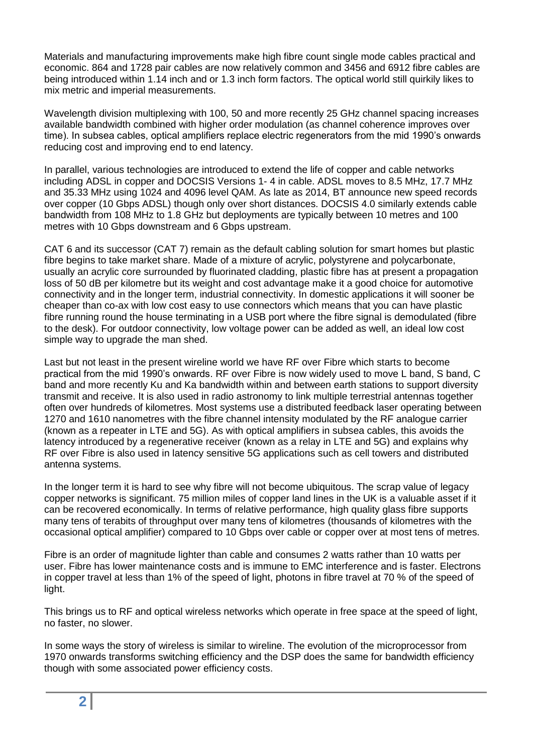Materials and manufacturing improvements make high fibre count single mode cables practical and economic. 864 and 1728 pair cables are now relatively common and 3456 and 6912 fibre cables are being introduced within 1.14 inch and or 1.3 inch form factors. The optical world still quirkily likes to mix metric and imperial measurements.

Wavelength division multiplexing with 100, 50 and more recently 25 GHz channel spacing increases available bandwidth combined with higher order modulation (as channel coherence improves over time). In subsea cables, optical amplifiers replace electric regenerators from the mid 1990's onwards reducing cost and improving end to end latency.

In parallel, various technologies are introduced to extend the life of copper and cable networks including ADSL in copper and DOCSIS Versions 1- 4 in cable. ADSL moves to 8.5 MHz, 17.7 MHz and 35.33 MHz using 1024 and 4096 level QAM. As late as 2014, BT announce new speed records over copper (10 Gbps ADSL) though only over short distances. DOCSIS 4.0 similarly extends cable bandwidth from 108 MHz to 1.8 GHz but deployments are typically between 10 metres and 100 metres with 10 Gbps downstream and 6 Gbps upstream.

CAT 6 and its successor (CAT 7) remain as the default cabling solution for smart homes but plastic fibre begins to take market share. Made of a mixture of acrylic, polystyrene and polycarbonate, usually an acrylic core surrounded by fluorinated cladding, plastic fibre has at present a propagation loss of 50 dB per kilometre but its weight and cost advantage make it a good choice for automotive connectivity and in the longer term, industrial connectivity. In domestic applications it will sooner be cheaper than co-ax with low cost easy to use connectors which means that you can have plastic fibre running round the house terminating in a USB port where the fibre signal is demodulated (fibre to the desk). For outdoor connectivity, low voltage power can be added as well, an ideal low cost simple way to upgrade the man shed.

Last but not least in the present wireline world we have RF over Fibre which starts to become practical from the mid 1990's onwards. RF over Fibre is now widely used to move L band, S band, C band and more recently Ku and Ka bandwidth within and between earth stations to support diversity transmit and receive. It is also used in radio astronomy to link multiple terrestrial antennas together often over hundreds of kilometres. Most systems use a distributed feedback laser operating between 1270 and 1610 nanometres with the fibre channel intensity modulated by the RF analogue carrier (known as a repeater in LTE and 5G). As with optical amplifiers in subsea cables, this avoids the latency introduced by a regenerative receiver (known as a relay in LTE and 5G) and explains why RF over Fibre is also used in latency sensitive 5G applications such as cell towers and distributed antenna systems.

In the longer term it is hard to see why fibre will not become ubiquitous. The scrap value of legacy copper networks is significant. 75 million miles of copper land lines in the UK is a valuable asset if it can be recovered economically. In terms of relative performance, high quality glass fibre supports many tens of terabits of throughput over many tens of kilometres (thousands of kilometres with the occasional optical amplifier) compared to 10 Gbps over cable or copper over at most tens of metres.

Fibre is an order of magnitude lighter than cable and consumes 2 watts rather than 10 watts per user. Fibre has lower maintenance costs and is immune to EMC interference and is faster. Electrons in copper travel at less than 1% of the speed of light, photons in fibre travel at 70 % of the speed of light.

This brings us to RF and optical wireless networks which operate in free space at the speed of light, no faster, no slower.

In some ways the story of wireless is similar to wireline. The evolution of the microprocessor from 1970 onwards transforms switching efficiency and the DSP does the same for bandwidth efficiency though with some associated power efficiency costs.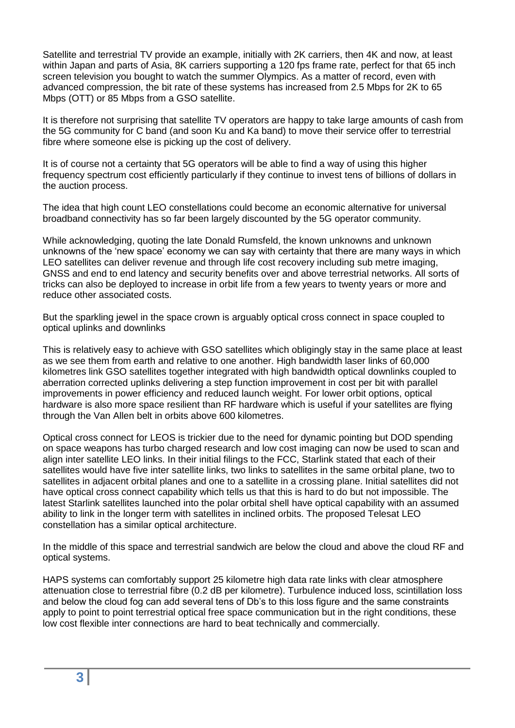Satellite and terrestrial TV provide an example, initially with 2K carriers, then 4K and now, at least within Japan and parts of Asia, 8K carriers supporting a 120 fps frame rate, perfect for that 65 inch screen television you bought to watch the summer Olympics. As a matter of record, even with advanced compression, the bit rate of these systems has increased from 2.5 Mbps for 2K to 65 Mbps (OTT) or 85 Mbps from a GSO satellite.

It is therefore not surprising that satellite TV operators are happy to take large amounts of cash from the 5G community for C band (and soon Ku and Ka band) to move their service offer to terrestrial fibre where someone else is picking up the cost of delivery.

It is of course not a certainty that 5G operators will be able to find a way of using this higher frequency spectrum cost efficiently particularly if they continue to invest tens of billions of dollars in the auction process.

The idea that high count LEO constellations could become an economic alternative for universal broadband connectivity has so far been largely discounted by the 5G operator community.

While acknowledging, quoting the late Donald Rumsfeld, the known unknowns and unknown unknowns of the 'new space' economy we can say with certainty that there are many ways in which LEO satellites can deliver revenue and through life cost recovery including sub metre imaging, GNSS and end to end latency and security benefits over and above terrestrial networks. All sorts of tricks can also be deployed to increase in orbit life from a few years to twenty years or more and reduce other associated costs.

But the sparkling jewel in the space crown is arguably optical cross connect in space coupled to optical uplinks and downlinks

This is relatively easy to achieve with GSO satellites which obligingly stay in the same place at least as we see them from earth and relative to one another. High bandwidth laser links of 60,000 kilometres link GSO satellites together integrated with high bandwidth optical downlinks coupled to aberration corrected uplinks delivering a step function improvement in cost per bit with parallel improvements in power efficiency and reduced launch weight. For lower orbit options, optical hardware is also more space resilient than RF hardware which is useful if your satellites are flying through the Van Allen belt in orbits above 600 kilometres.

Optical cross connect for LEOS is trickier due to the need for dynamic pointing but DOD spending on space weapons has turbo charged research and low cost imaging can now be used to scan and align inter satellite LEO links. In their initial filings to the FCC, Starlink stated that each of their satellites would have five inter satellite links, two links to satellites in the same orbital plane, two to satellites in adjacent orbital planes and one to a satellite in a crossing plane. Initial satellites did not have optical cross connect capability which tells us that this is hard to do but not impossible. The latest Starlink satellites launched into the polar orbital shell have optical capability with an assumed ability to link in the longer term with satellites in inclined orbits. The proposed Telesat LEO constellation has a similar optical architecture.

In the middle of this space and terrestrial sandwich are below the cloud and above the cloud RF and optical systems.

HAPS systems can comfortably support 25 kilometre high data rate links with clear atmosphere attenuation close to terrestrial fibre (0.2 dB per kilometre). Turbulence induced loss, scintillation loss and below the cloud fog can add several tens of Db's to this loss figure and the same constraints apply to point to point terrestrial optical free space communication but in the right conditions, these low cost flexible inter connections are hard to beat technically and commercially.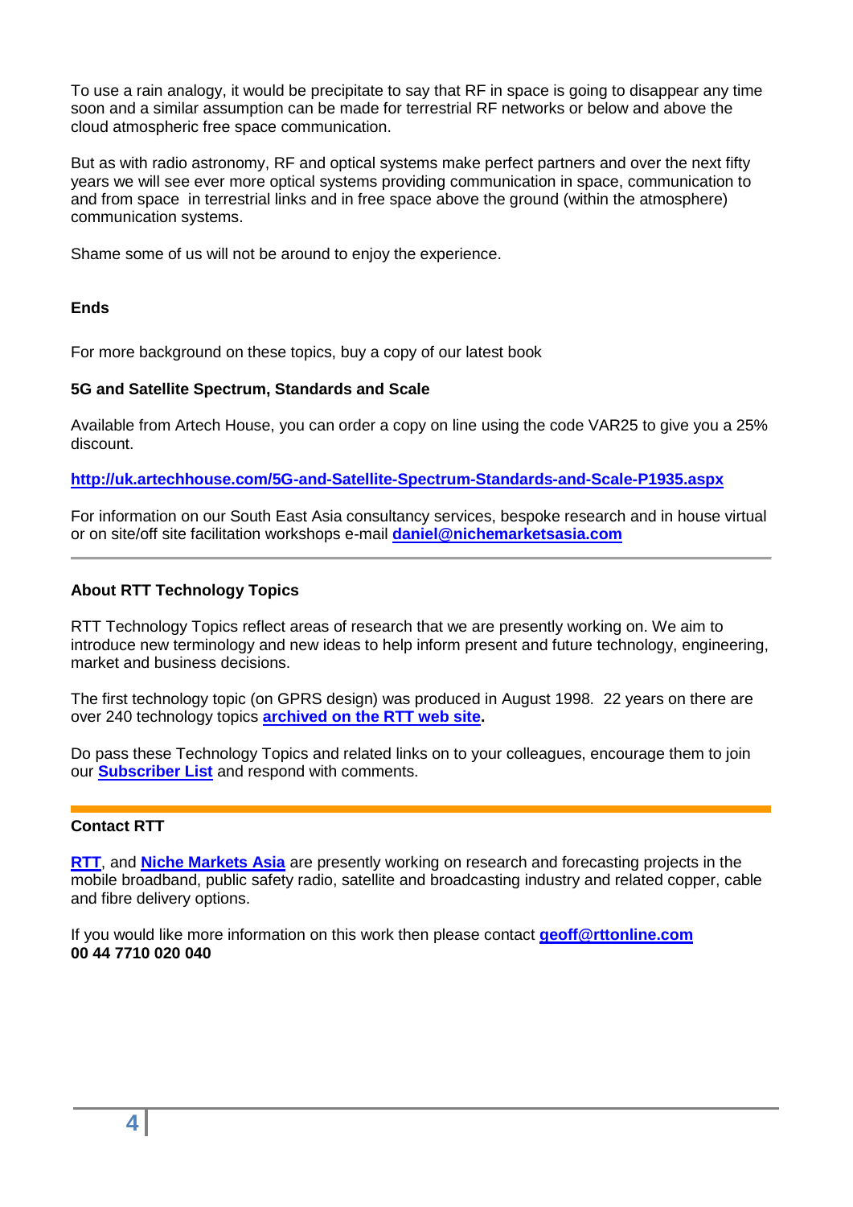To use a rain analogy, it would be precipitate to say that RF in space is going to disappear any time soon and a similar assumption can be made for terrestrial RF networks or below and above the cloud atmospheric free space communication.

But as with radio astronomy, RF and optical systems make perfect partners and over the next fifty years we will see ever more optical systems providing communication in space, communication to and from space in terrestrial links and in free space above the ground (within the atmosphere) communication systems.

Shame some of us will not be around to enjoy the experience.

**Ends**

For more background on these topics, buy a copy of our latest book

**5G and Satellite Spectrum, Standards and Scale**

Available from Artech House, you can order a copy on line using the code VAR25 to give you a 25% discount.

**http://uk.artechhouse.com/5G-and-Satellite-Spectrum-Standards-and-Scale-P1935.aspx**

For information on our South East Asia consultancy services, bespoke research and in house virtual or on site/off site facilitation workshops e-mail **daniel@nichemarketsasia.com**

---

### About RTT Technology Topics

RTT Technology Topics reflect areas of research that we are presently working on. We aim to introduce new terminology and new ideas to help inform present and future technology, engineering, market and business decisions.

The first technology topic (on GPRS design) was produced in August 1998. 22 years on there are over 240 technology topics **archived on the RTT web site.**

Do pass these Technology Topics and related links on to your colleagues, encourage them to join our **Subscriber List** and respond with comments.

---

### Contact RTT

**RTT**, and **Niche Markets Asia** are presently working on research and forecasting projects in the mobile broadband, public safety radio, satellite and broadcasting industry and related copper, cable and fibre delivery options.

If you would like more information on this work then please contact **geoff@rttonline.com**
**00 44 7710 020 040**